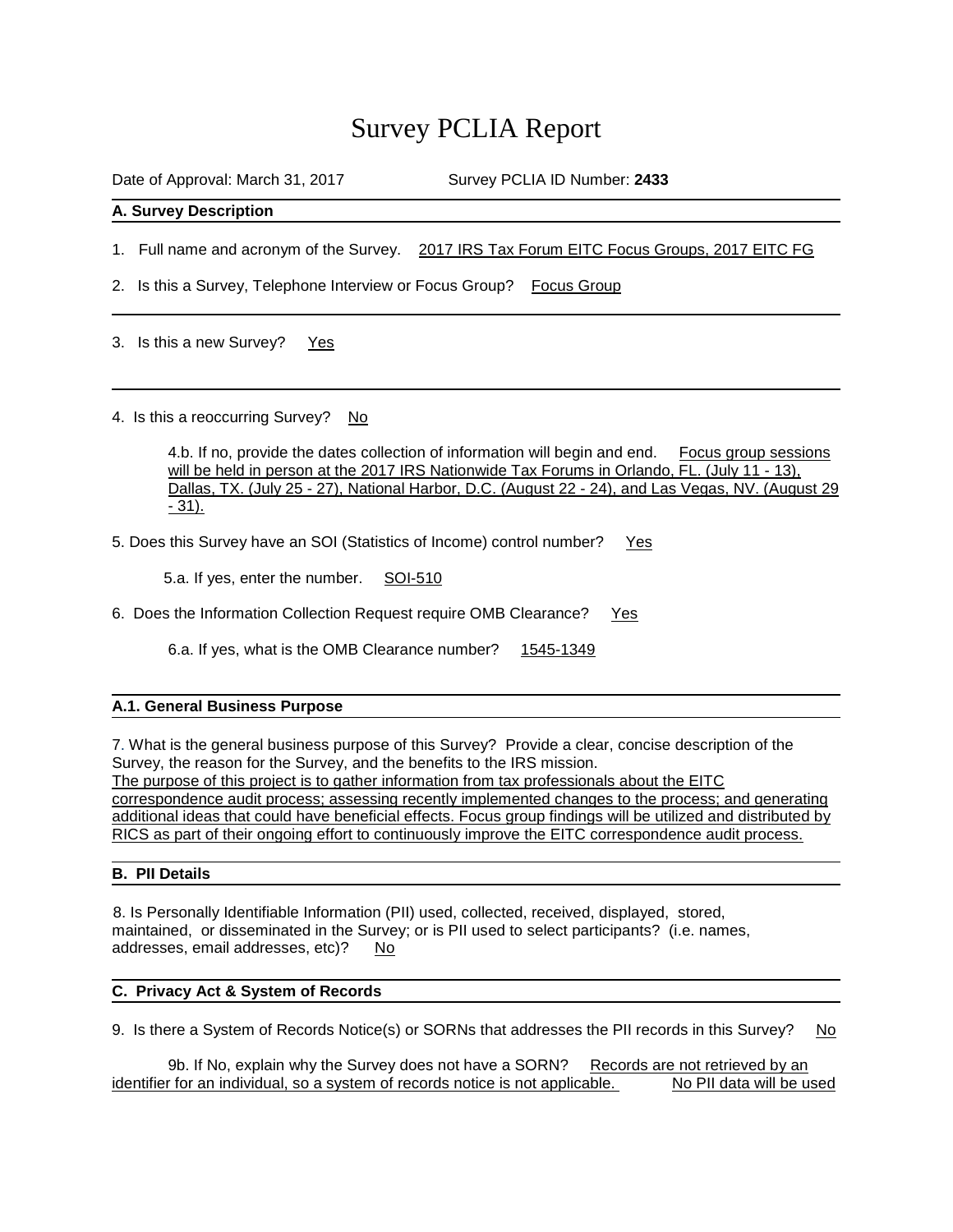# Survey PCLIA Report

Date of Approval: March 31, 2017 Survey PCLIA ID Number: **2433**

## A. Survey Description

1. Full name and acronym of the Survey. 2017 IRS Tax Forum EITC Focus Groups, 2017 EITC FG

2. Is this a Survey, Telephone Interview or Focus Group? Focus Group

3. Is this a new Survey? Yes

4. Is this a reoccurring Survey? No

 4.b. If no, provide the dates collection of information will begin and end. Focus group sessions will be held in person at the 2017 IRS Nationwide Tax Forums in Orlando, FL. (July 11 - 13), Dallas, TX. (July 25 - 27), National Harbor, D.C. (August 22 - 24), and Las Vegas, NV. (August 29 - 31).

5. Does this Survey have an SOI (Statistics of Income) control number? Yes

 5.a. If yes, enter the number. SOI-510

6. Does the Information Collection Request require OMB Clearance? Yes

 6.a. If yes, what is the OMB Clearance number? 1545-1349

## A.1. General Business Purpose

7. What is the general business purpose of this Survey? Provide a clear, concise description of the Survey, the reason for the Survey, and the benefits to the IRS mission.
The purpose of this project is to gather information from tax professionals about the EITC correspondence audit process; assessing recently implemented changes to the process; and generating additional ideas that could have beneficial effects. Focus group findings will be utilized and distributed by RICS as part of their ongoing effort to continuously improve the EITC correspondence audit process.

## B. PII Details

8. Is Personally Identifiable Information (PII) used, collected, received, displayed, stored, maintained, or disseminated in the Survey; or is PII used to select participants? (i.e. names, addresses, email addresses, etc)? No

## C. Privacy Act & System of Records

9. Is there a System of Records Notice(s) or SORNs that addresses the PII records in this Survey? No

 9b. If No, explain why the Survey does not have a SORN? Records are not retrieved by an identifier for an individual, so a system of records notice is not applicable. No PII data will be used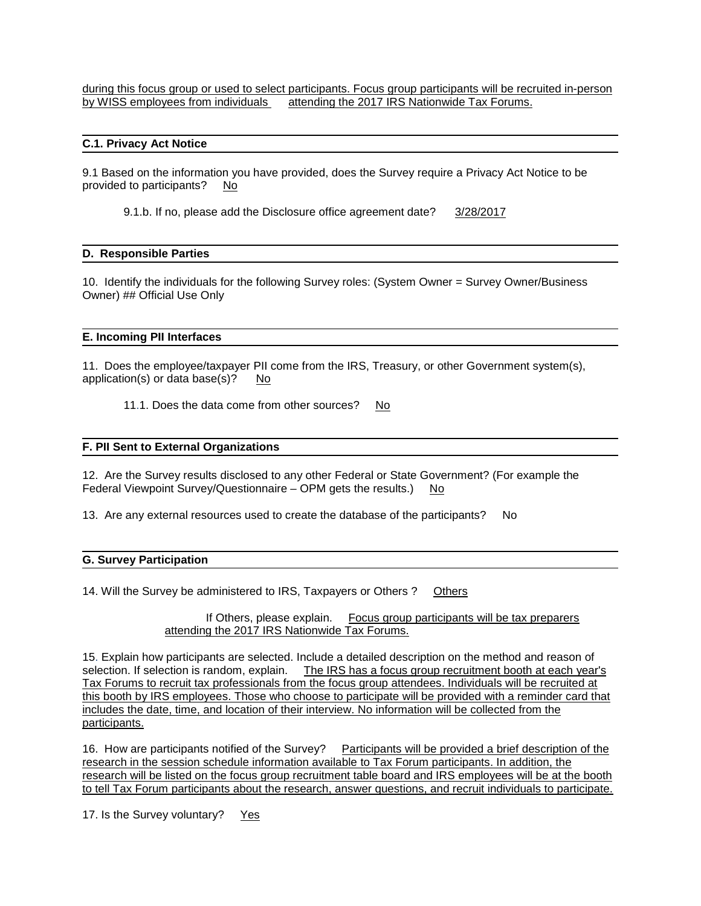during this focus group or used to select participants. Focus group participants will be recruited in-person by WISS employees from individuals attending the 2017 IRS Nationwide Tax Forums.

**C.1. Privacy Act Notice**

9.1 Based on the information you have provided, does the Survey require a Privacy Act Notice to be provided to participants? No

9.1.b. If no, please add the Disclosure office agreement date? 3/28/2017

**D. Responsible Parties**

10. Identify the individuals for the following Survey roles: (System Owner = Survey Owner/Business Owner) ## Official Use Only

**E. Incoming PII Interfaces**

11. Does the employee/taxpayer PII come from the IRS, Treasury, or other Government system(s), application(s) or data base(s)? No

11.1. Does the data come from other sources? No

**F. PII Sent to External Organizations**

12. Are the Survey results disclosed to any other Federal or State Government? (For example the Federal Viewpoint Survey/Questionnaire – OPM gets the results.) No

13. Are any external resources used to create the database of the participants? No

**G. Survey Participation**

14. Will the Survey be administered to IRS, Taxpayers or Others ? Others

If Others, please explain. Focus group participants will be tax preparers attending the 2017 IRS Nationwide Tax Forums.

15. Explain how participants are selected. Include a detailed description on the method and reason of selection. If selection is random, explain. The IRS has a focus group recruitment booth at each year's Tax Forums to recruit tax professionals from the focus group attendees. Individuals will be recruited at this booth by IRS employees. Those who choose to participate will be provided with a reminder card that includes the date, time, and location of their interview. No information will be collected from the participants.

16. How are participants notified of the Survey? Participants will be provided a brief description of the research in the session schedule information available to Tax Forum participants. In addition, the research will be listed on the focus group recruitment table board and IRS employees will be at the booth to tell Tax Forum participants about the research, answer questions, and recruit individuals to participate.

17. Is the Survey voluntary? Yes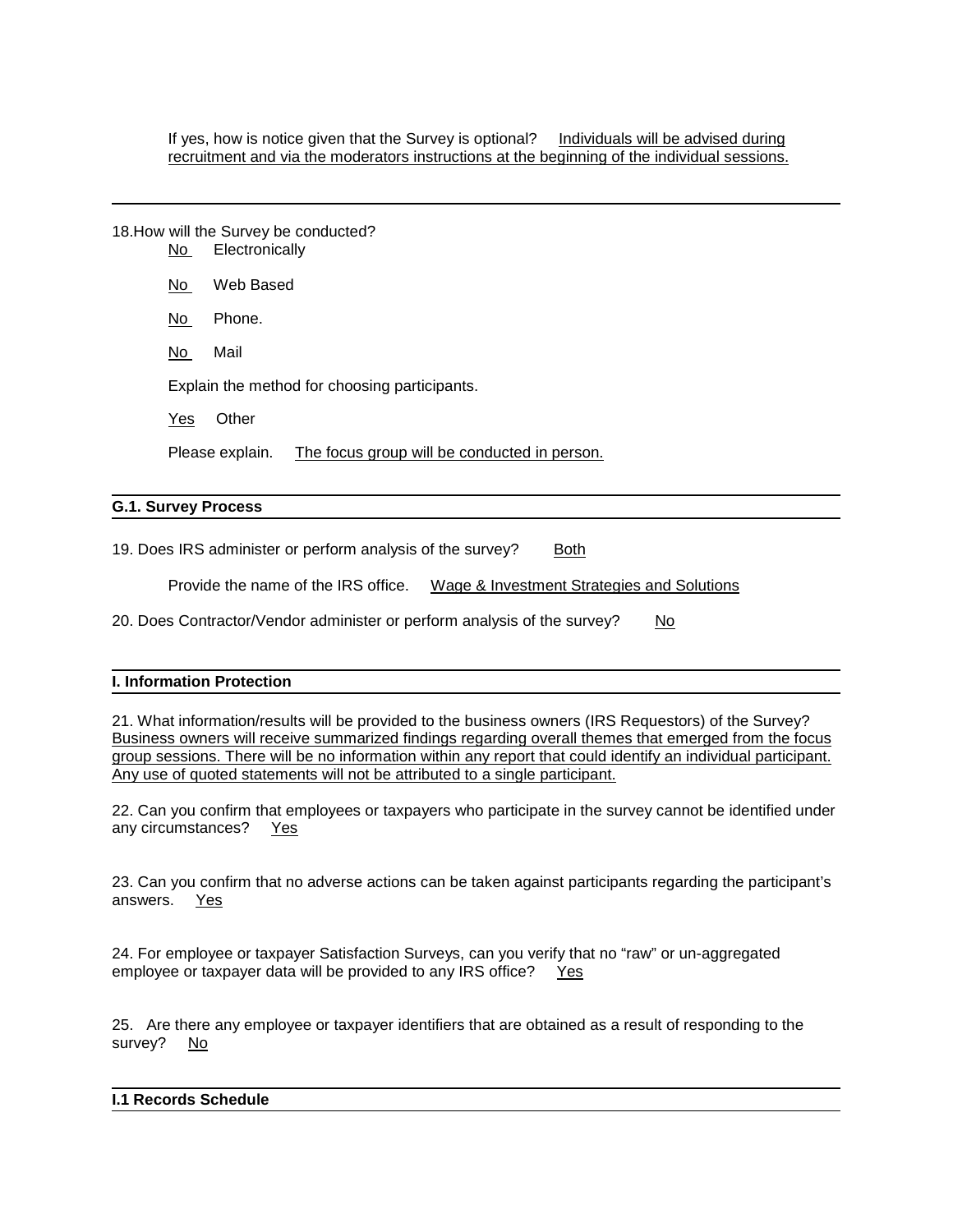If yes, how is notice given that the Survey is optional? Individuals will be advised during recruitment and via the moderators instructions at the beginning of the individual sessions.

---

18. How will the Survey be conducted?

No Electronically

No Web Based

No Phone.

No Mail

Explain the method for choosing participants.

Yes Other

Please explain. The focus group will be conducted in person.

## G.1. Survey Process

19. Does IRS administer or perform analysis of the survey? Both

Provide the name of the IRS office. Wage & Investment Strategies and Solutions

20. Does Contractor/Vendor administer or perform analysis of the survey? No

## I. Information Protection

21. What information/results will be provided to the business owners (IRS Requestors) of the Survey? Business owners will receive summarized findings regarding overall themes that emerged from the focus group sessions. There will be no information within any report that could identify an individual participant. Any use of quoted statements will not be attributed to a single participant.

22. Can you confirm that employees or taxpayers who participate in the survey cannot be identified under any circumstances? Yes

23. Can you confirm that no adverse actions can be taken against participants regarding the participant's answers. Yes

24. For employee or taxpayer Satisfaction Surveys, can you verify that no "raw" or un-aggregated employee or taxpayer data will be provided to any IRS office? Yes

25. Are there any employee or taxpayer identifiers that are obtained as a result of responding to the survey? No

## I.1 Records Schedule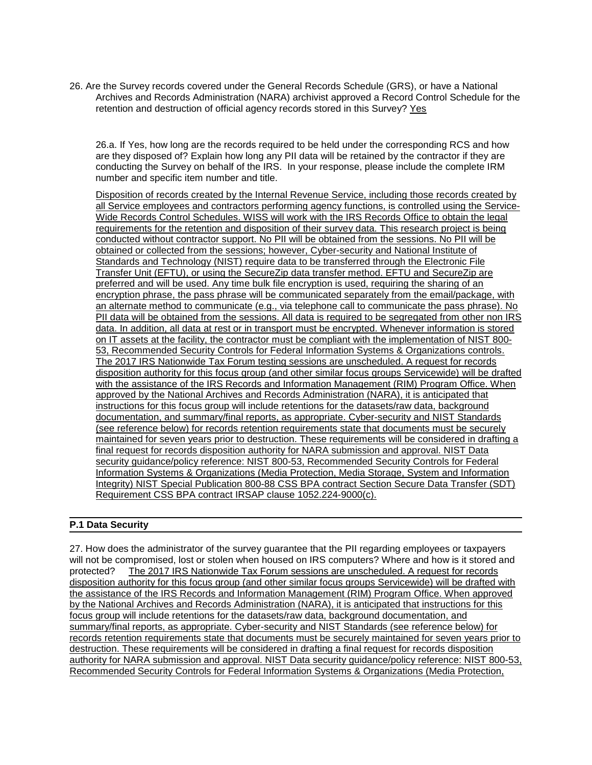26. Are the Survey records covered under the General Records Schedule (GRS), or have a National Archives and Records Administration (NARA) archivist approved a Record Control Schedule for the retention and destruction of official agency records stored in this Survey? Yes

26.a. If Yes, how long are the records required to be held under the corresponding RCS and how are they disposed of? Explain how long any PII data will be retained by the contractor if they are conducting the Survey on behalf of the IRS. In your response, please include the complete IRM number and specific item number and title.

Disposition of records created by the Internal Revenue Service, including those records created by all Service employees and contractors performing agency functions, is controlled using the Service-Wide Records Control Schedules. WISS will work with the IRS Records Office to obtain the legal requirements for the retention and disposition of their survey data. This research project is being conducted without contractor support. No PII will be obtained from the sessions. No PII will be obtained or collected from the sessions; however, Cyber-security and National Institute of Standards and Technology (NIST) require data to be transferred through the Electronic File Transfer Unit (EFTU), or using the SecureZip data transfer method. EFTU and SecureZip are preferred and will be used. Any time bulk file encryption is used, requiring the sharing of an encryption phrase, the pass phrase will be communicated separately from the email/package, with an alternate method to communicate (e.g., via telephone call to communicate the pass phrase). No PII data will be obtained from the sessions. All data is required to be segregated from other non IRS data. In addition, all data at rest or in transport must be encrypted. Whenever information is stored on IT assets at the facility, the contractor must be compliant with the implementation of NIST 800-53, Recommended Security Controls for Federal Information Systems & Organizations controls. The 2017 IRS Nationwide Tax Forum testing sessions are unscheduled. A request for records disposition authority for this focus group (and other similar focus groups Servicewide) will be drafted with the assistance of the IRS Records and Information Management (RIM) Program Office. When approved by the National Archives and Records Administration (NARA), it is anticipated that instructions for this focus group will include retentions for the datasets/raw data, background documentation, and summary/final reports, as appropriate. Cyber-security and NIST Standards (see reference below) for records retention requirements state that documents must be securely maintained for seven years prior to destruction. These requirements will be considered in drafting a final request for records disposition authority for NARA submission and approval. NIST Data security guidance/policy reference: NIST 800-53, Recommended Security Controls for Federal Information Systems & Organizations (Media Protection, Media Storage, System and Information Integrity) NIST Special Publication 800-88 CSS BPA contract Section Secure Data Transfer (SDT) Requirement CSS BPA contract IRSAP clause 1052.224-9000(c).

## P.1 Data Security

27. How does the administrator of the survey guarantee that the PII regarding employees or taxpayers will not be compromised, lost or stolen when housed on IRS computers? Where and how is it stored and protected? The 2017 IRS Nationwide Tax Forum sessions are unscheduled. A request for records disposition authority for this focus group (and other similar focus groups Servicewide) will be drafted with the assistance of the IRS Records and Information Management (RIM) Program Office. When approved by the National Archives and Records Administration (NARA), it is anticipated that instructions for this focus group will include retentions for the datasets/raw data, background documentation, and summary/final reports, as appropriate. Cyber-security and NIST Standards (see reference below) for records retention requirements state that documents must be securely maintained for seven years prior to destruction. These requirements will be considered in drafting a final request for records disposition authority for NARA submission and approval. NIST Data security guidance/policy reference: NIST 800-53, Recommended Security Controls for Federal Information Systems & Organizations (Media Protection,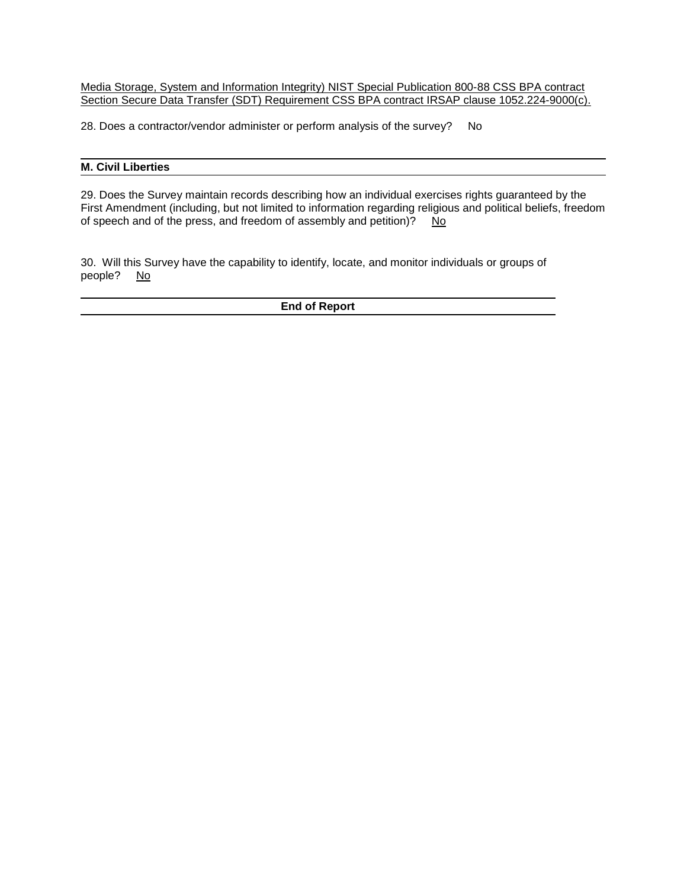Media Storage, System and Information Integrity) NIST Special Publication 800-88 CSS BPA contract Section Secure Data Transfer (SDT) Requirement CSS BPA contract IRSAP clause 1052.224-9000(c).

28. Does a contractor/vendor administer or perform analysis of the survey? No

## M. Civil Liberties

29. Does the Survey maintain records describing how an individual exercises rights guaranteed by the First Amendment (including, but not limited to information regarding religious and political beliefs, freedom of speech and of the press, and freedom of assembly and petition)? No

30. Will this Survey have the capability to identify, locate, and monitor individuals or groups of people? No

**End of Report**